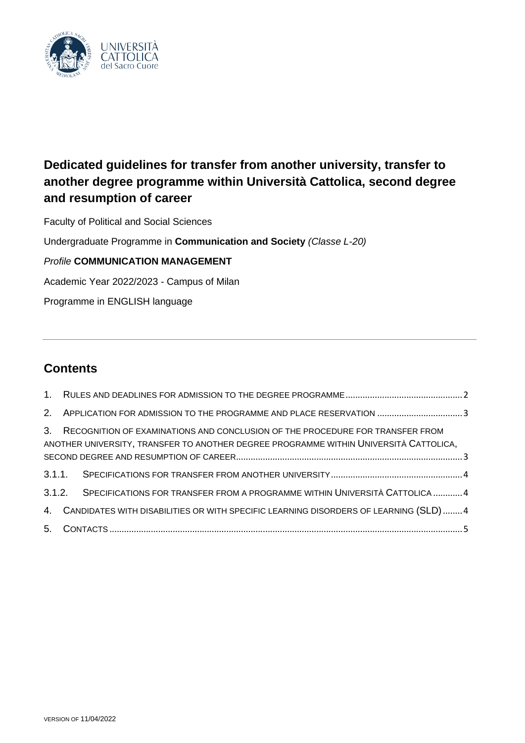# Dedicated guidelines for transfer from another university, transfer to another degree programme within Università Cattolica, second degree and resumption of career

Faculty of Political and Social Sciences

Undergraduate Programme in **Communication and Society** *(Classe L-20)*

*Profile* **COMMUNICATION MANAGEMENT**

Academic Year 2022/2023 - Campus of Milan

Programme in ENGLISH language

---

## Contents

1. RULES AND DEADLINES FOR ADMISSION TO THE DEGREE PROGRAMME ........ 2
2. APPLICATION FOR ADMISSION TO THE PROGRAMME AND PLACE RESERVATION ........ 3
3. RECOGNITION OF EXAMINATIONS AND CONCLUSION OF THE PROCEDURE FOR TRANSFER FROM ANOTHER UNIVERSITY, TRANSFER TO ANOTHER DEGREE PROGRAMME WITHIN UNIVERSITÀ CATTOLICA, SECOND DEGREE AND RESUMPTION OF CAREER ........ 3

3.1.1. SPECIFICATIONS FOR TRANSFER FROM ANOTHER UNIVERSITY ........ 4

3.1.2. SPECIFICATIONS FOR TRANSFER FROM A PROGRAMME WITHIN UNIVERSITÀ CATTOLICA ........ 4

4. CANDIDATES WITH DISABILITIES OR WITH SPECIFIC LEARNING DISORDERS OF LEARNING (SLD) ........ 4
5. CONTACTS ........ 5

VERSION OF 11/04/2022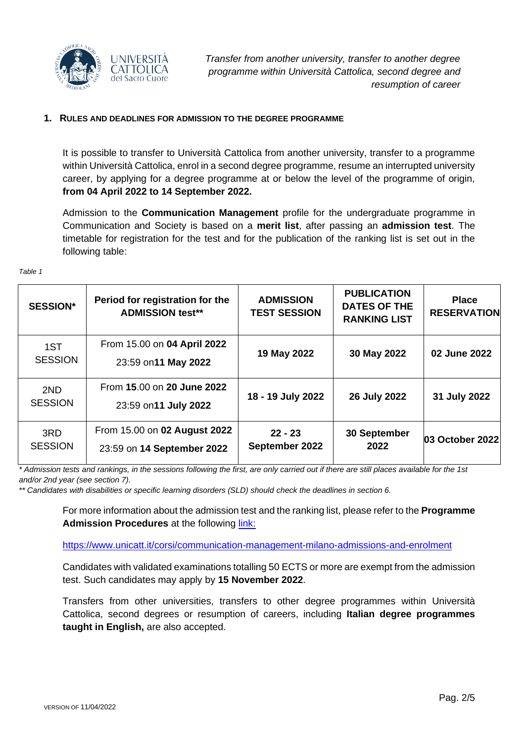## 1. RULES AND DEADLINES FOR ADMISSION TO THE DEGREE PROGRAMME

It is possible to transfer to Università Cattolica from another university, transfer to a programme within Università Cattolica, enrol in a second degree programme, resume an interrupted university career, by applying for a degree programme at or below the level of the programme of origin, **from 04 April 2022 to 14 September 2022.**

Admission to the **Communication Management** profile for the undergraduate programme in Communication and Society is based on a **merit list**, after passing an **admission test**. The timetable for registration for the test and for the publication of the ranking list is set out in the following table:

*Table 1*

| SESSION* | Period for registration for the ADMISSION test** | ADMISSION TEST SESSION | PUBLICATION DATES OF THE RANKING LIST | Place RESERVATION |
|---|---|---|---|---|
| 1ST SESSION | From 15.00 on **04 April 2022** 23:59 on**11 May 2022** | **19 May 2022** | **30 May 2022** | **02 June 2022** |
| 2ND SESSION | From **15**.00 on **20 June 2022** 23:59 on**11 July 2022** | **18 - 19 July 2022** | **26 July 2022** | **31 July 2022** |
| 3RD SESSION | From 15.00 on **02 August 2022** 23:59 on **14 September 2022** | **22 - 23 September 2022** | **30 September 2022** | **03 October 2022** |

*\* Admission tests and rankings, in the sessions following the first, are only carried out if there are still places available for the 1st and/or 2nd year (see section 7).*

*\*\* Candidates with disabilities or specific learning disorders (SLD) should check the deadlines in section 6.*

For more information about the admission test and the ranking list, please refer to the **Programme Admission Procedures** at the following link:

https://www.unicatt.it/corsi/communication-management-milano-admissions-and-enrolment

Candidates with validated examinations totalling 50 ECTS or more are exempt from the admission test. Such candidates may apply by **15 November 2022**.

Transfers from other universities, transfers to other degree programmes within Università Cattolica, second degrees or resumption of careers, including **Italian degree programmes taught in English,** are also accepted.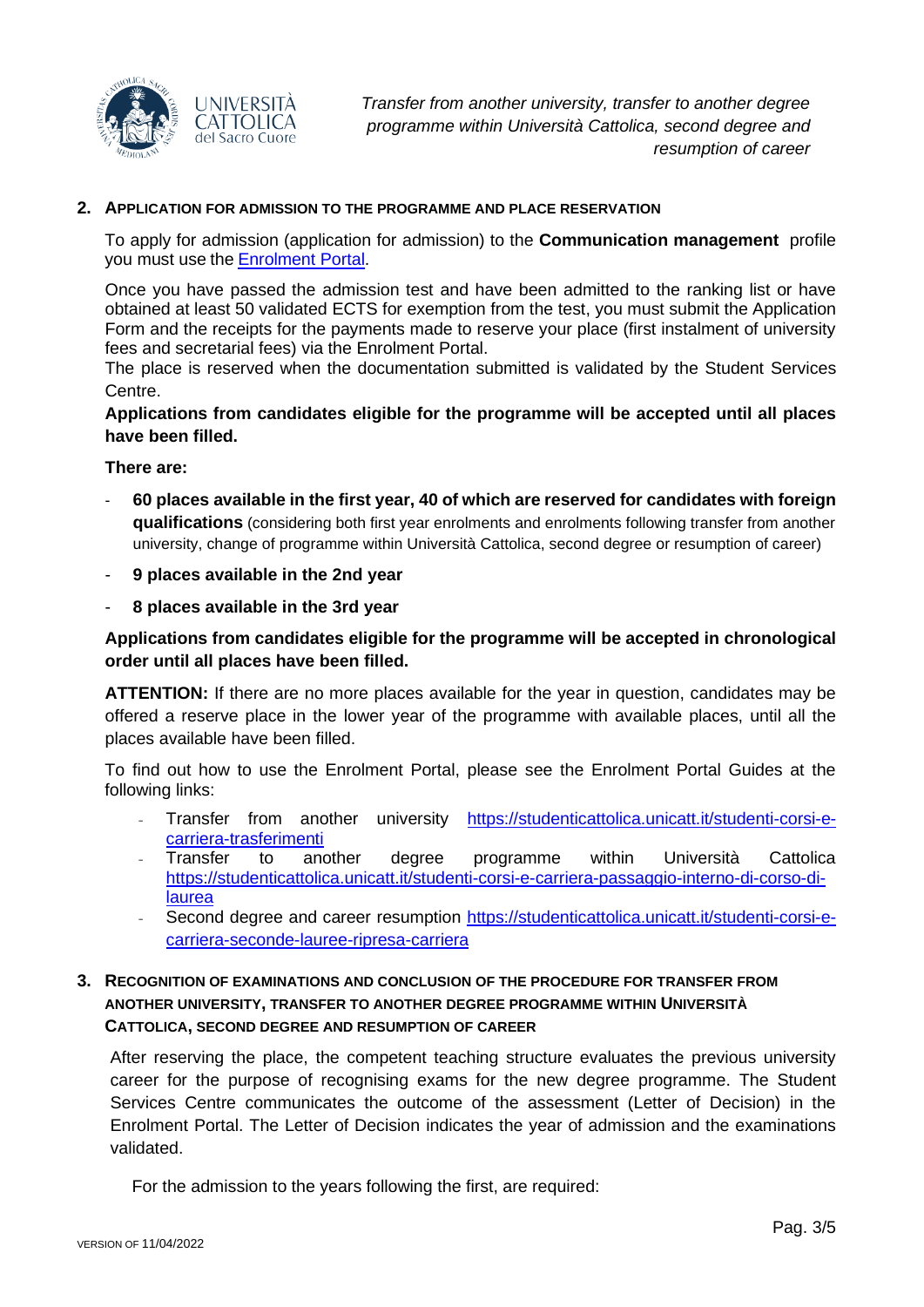## 2. Application for admission to the programme and place reservation

To apply for admission (application for admission) to the **Communication management** profile you must use the [Enrolment Portal](Enrolment Portal).

Once you have passed the admission test and have been admitted to the ranking list or have obtained at least 50 validated ECTS for exemption from the test, you must submit the Application Form and the receipts for the payments made to reserve your place (first instalment of university fees and secretarial fees) via the Enrolment Portal.
The place is reserved when the documentation submitted is validated by the Student Services Centre.

**Applications from candidates eligible for the programme will be accepted until all places have been filled.**

**There are:**

- **60 places available in the first year, 40 of which are reserved for candidates with foreign qualifications** (considering both first year enrolments and enrolments following transfer from another university, change of programme within Università Cattolica, second degree or resumption of career)
- **9 places available in the 2nd year**
- **8 places available in the 3rd year**

**Applications from candidates eligible for the programme will be accepted in chronological order until all places have been filled.**

**ATTENTION:** If there are no more places available for the year in question, candidates may be offered a reserve place in the lower year of the programme with available places, until all the places available have been filled.

To find out how to use the Enrolment Portal, please see the Enrolment Portal Guides at the following links:

- Transfer from another university https://studenticattolica.unicatt.it/studenti-corsi-e-carriera-trasferimenti
- Transfer to another degree programme within Università Cattolica https://studenticattolica.unicatt.it/studenti-corsi-e-carriera-passaggio-interno-di-corso-di-laurea
- Second degree and career resumption https://studenticattolica.unicatt.it/studenti-corsi-e-carriera-seconde-lauree-ripresa-carriera

## 3. Recognition of examinations and conclusion of the procedure for transfer from another university, transfer to another degree programme within Università Cattolica, second degree and resumption of career

After reserving the place, the competent teaching structure evaluates the previous university career for the purpose of recognising exams for the new degree programme. The Student Services Centre communicates the outcome of the assessment (Letter of Decision) in the Enrolment Portal. The Letter of Decision indicates the year of admission and the examinations validated.

For the admission to the years following the first, are required: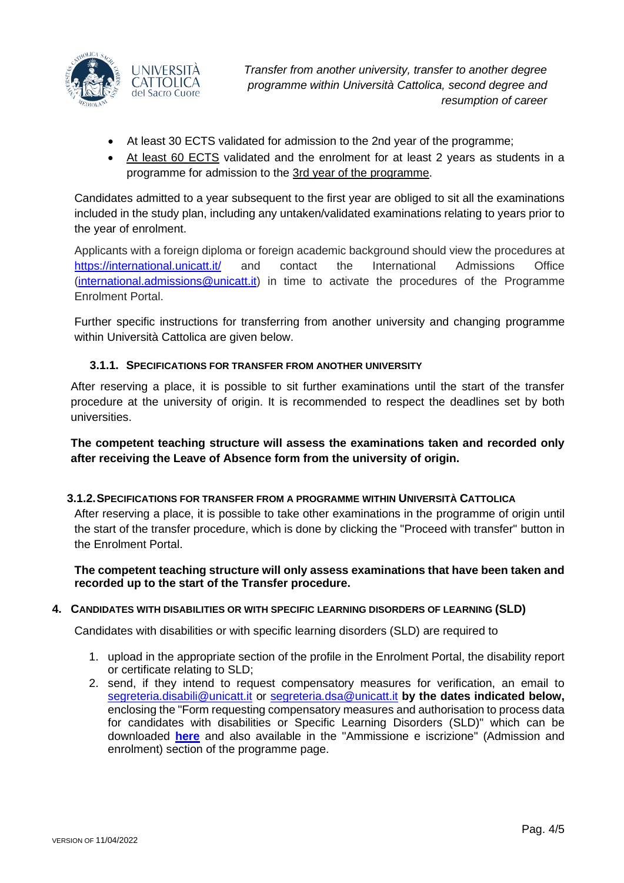- At least 30 ECTS validated for admission to the 2nd year of the programme;
- At least 60 ECTS validated and the enrolment for at least 2 years as students in a programme for admission to the 3rd year of the programme.

Candidates admitted to a year subsequent to the first year are obliged to sit all the examinations included in the study plan, including any untaken/validated examinations relating to years prior to the year of enrolment.

Applicants with a foreign diploma or foreign academic background should view the procedures at https://international.unicatt.it/ and contact the International Admissions Office (international.admissions@unicatt.it) in time to activate the procedures of the Programme Enrolment Portal.

Further specific instructions for transferring from another university and changing programme within Università Cattolica are given below.

#### 3.1.1. SPECIFICATIONS FOR TRANSFER FROM ANOTHER UNIVERSITY

After reserving a place, it is possible to sit further examinations until the start of the transfer procedure at the university of origin. It is recommended to respect the deadlines set by both universities.

**The competent teaching structure will assess the examinations taken and recorded only after receiving the Leave of Absence form from the university of origin.**

#### 3.1.2. SPECIFICATIONS FOR TRANSFER FROM A PROGRAMME WITHIN UNIVERSITÀ CATTOLICA

After reserving a place, it is possible to take other examinations in the programme of origin until the start of the transfer procedure, which is done by clicking the "Proceed with transfer" button in the Enrolment Portal.

**The competent teaching structure will only assess examinations that have been taken and recorded up to the start of the Transfer procedure.**

## 4. CANDIDATES WITH DISABILITIES OR WITH SPECIFIC LEARNING DISORDERS OF LEARNING (SLD)

Candidates with disabilities or with specific learning disorders (SLD) are required to

1. upload in the appropriate section of the profile in the Enrolment Portal, the disability report or certificate relating to SLD;
2. send, if they intend to request compensatory measures for verification, an email to segreteria.disabili@unicatt.it or segreteria.dsa@unicatt.it **by the dates indicated below,** enclosing the "Form requesting compensatory measures and authorisation to process data for candidates with disabilities or Specific Learning Disorders (SLD)" which can be downloaded **here** and also available in the "Ammissione e iscrizione" (Admission and enrolment) section of the programme page.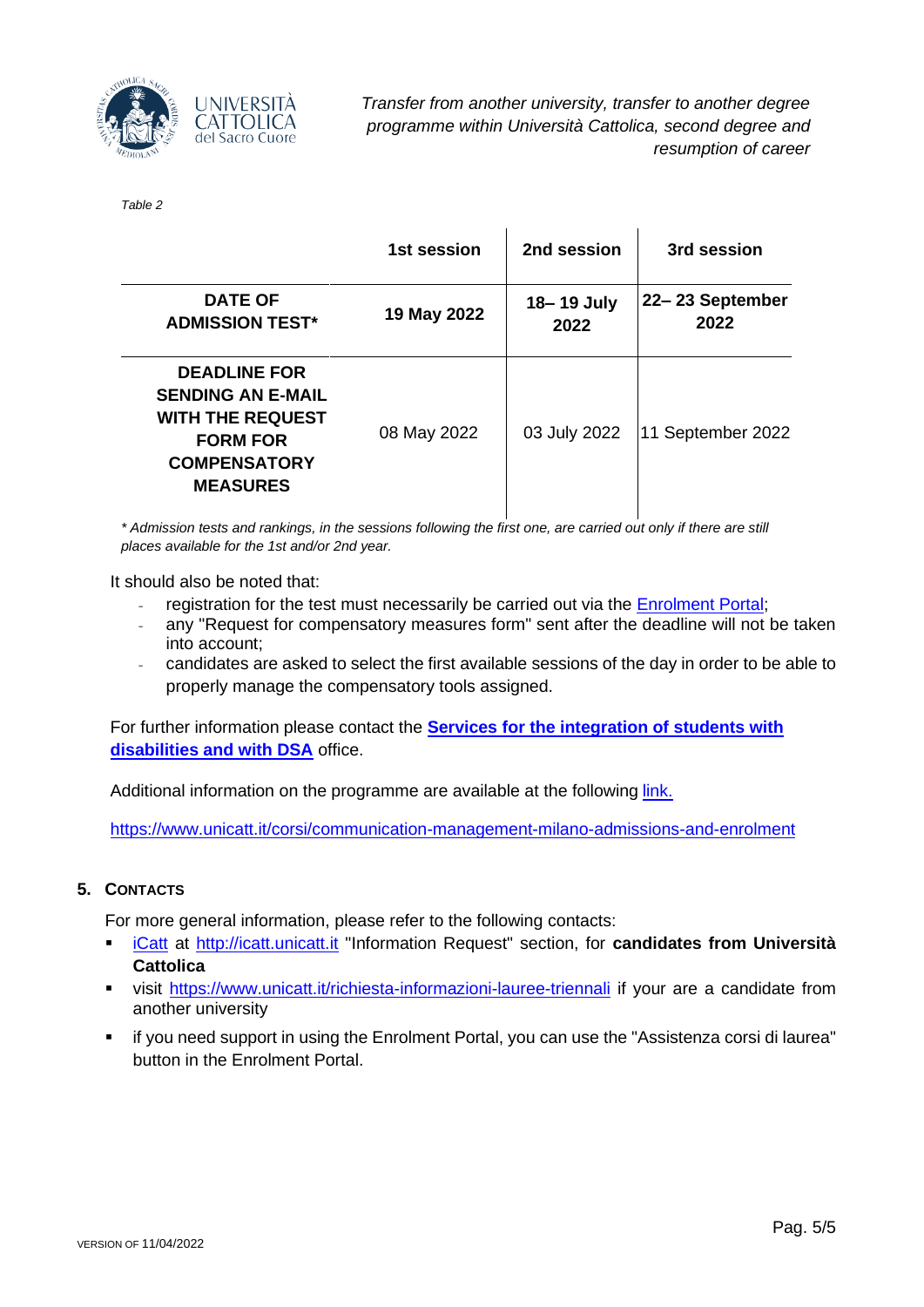*Table 2*

| | 1st session | 2nd session | 3rd session |
|---|---|---|---|
| **DATE OF ADMISSION TEST*** | **19 May 2022** | **18– 19 July 2022** | **22– 23 September 2022** |
| **DEADLINE FOR SENDING AN E-MAIL WITH THE REQUEST FORM FOR COMPENSATORY MEASURES** | 08 May 2022 | 03 July 2022 | 11 September 2022 |

*\* Admission tests and rankings, in the sessions following the first one, are carried out only if there are still places available for the 1st and/or 2nd year.*

It should also be noted that:

- registration for the test must necessarily be carried out via the Enrolment Portal;
- any "Request for compensatory measures form" sent after the deadline will not be taken into account;
- candidates are asked to select the first available sessions of the day in order to be able to properly manage the compensatory tools assigned.

For further information please contact the **Services for the integration of students with disabilities and with DSA** office.

Additional information on the programme are available at the following link.

https://www.unicatt.it/corsi/communication-management-milano-admissions-and-enrolment

## 5. CONTACTS

For more general information, please refer to the following contacts:

- iCatt at http://icatt.unicatt.it "Information Request" section, for **candidates from Università Cattolica**
- visit https://www.unicatt.it/richiesta-informazioni-lauree-triennali if your are a candidate from another university
- if you need support in using the Enrolment Portal, you can use the "Assistenza corsi di laurea" button in the Enrolment Portal.

VERSION OF 11/04/2022